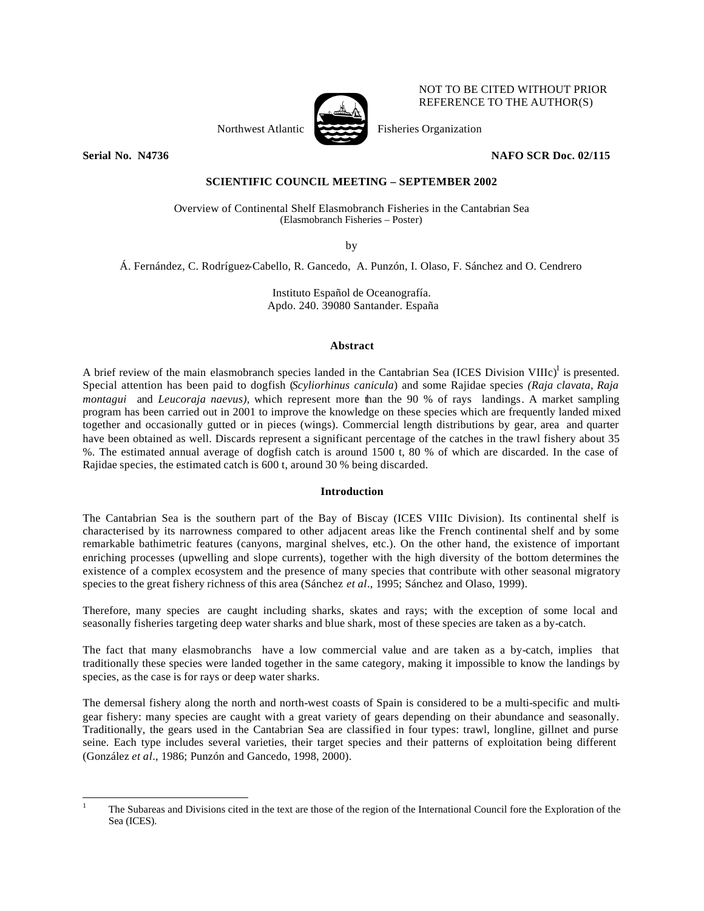NOT TO BE CITED WITHOUT PRIOR REFERENCE TO THE AUTHOR(S)

Northwest Atlantic Fisheries Organization

**Serial No. N4736** **NAFO SCR Doc. 02/115**

**SCIENTIFIC COUNCIL MEETING – SEPTEMBER 2002**

Overview of Continental Shelf Elasmobranch Fisheries in the Cantabrian Sea
(Elasmobranch Fisheries – Poster)

by

Á. Fernández, C. Rodríguez-Cabello, R. Gancedo, A. Punzón, I. Olaso, F. Sánchez and O. Cendrero

Instituto Español de Oceanografía.
Apdo. 240. 39080 Santander. España

## Abstract

A brief review of the main elasmobranch species landed in the Cantabrian Sea (ICES Division VIIIc)[1] is presented. Special attention has been paid to dogfish (*Scyliorhinus canicula*) and some Rajidae species *(Raja clavata, Raja montagui* and *Leucoraja naevus),* which represent more than the 90 % of rays landings. A market sampling program has been carried out in 2001 to improve the knowledge on these species which are frequently landed mixed together and occasionally gutted or in pieces (wings). Commercial length distributions by gear, area and quarter have been obtained as well. Discards represent a significant percentage of the catches in the trawl fishery about 35 %. The estimated annual average of dogfish catch is around 1500 t, 80 % of which are discarded. In the case of Rajidae species, the estimated catch is 600 t, around 30 % being discarded.

## Introduction

The Cantabrian Sea is the southern part of the Bay of Biscay (ICES VIIIc Division). Its continental shelf is characterised by its narrowness compared to other adjacent areas like the French continental shelf and by some remarkable bathimetric features (canyons, marginal shelves, etc.). On the other hand, the existence of important enriching processes (upwelling and slope currents), together with the high diversity of the bottom determines the existence of a complex ecosystem and the presence of many species that contribute with other seasonal migratory species to the great fishery richness of this area (Sánchez *et al*., 1995; Sánchez and Olaso, 1999).

Therefore, many species are caught including sharks, skates and rays; with the exception of some local and seasonally fisheries targeting deep water sharks and blue shark, most of these species are taken as a by-catch.

The fact that many elasmobranchs have a low commercial value and are taken as a by-catch, implies that traditionally these species were landed together in the same category, making it impossible to know the landings by species, as the case is for rays or deep water sharks.

The demersal fishery along the north and north-west coasts of Spain is considered to be a multi-specific and multi-gear fishery: many species are caught with a great variety of gears depending on their abundance and seasonally. Traditionally, the gears used in the Cantabrian Sea are classified in four types: trawl, longline, gillnet and purse seine. Each type includes several varieties, their target species and their patterns of exploitation being different (González *et al*., 1986; Punzón and Gancedo, 1998, 2000).

[1] The Subareas and Divisions cited in the text are those of the region of the International Council fore the Exploration of the Sea (ICES).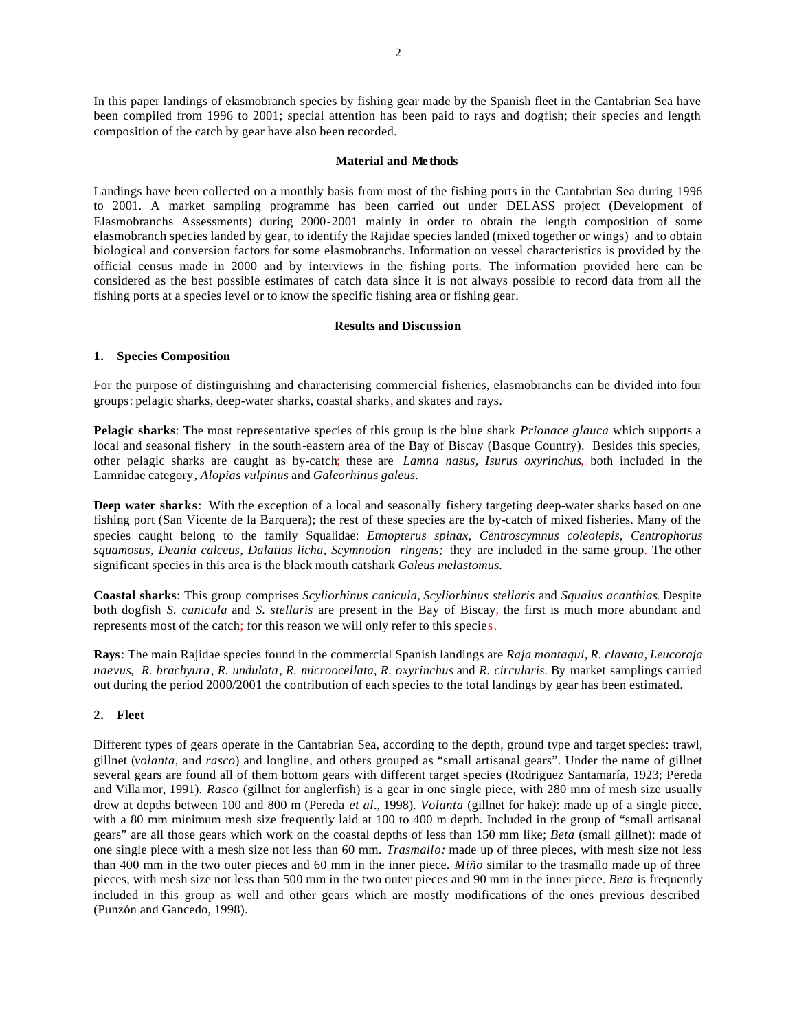In this paper landings of elasmobranch species by fishing gear made by the Spanish fleet in the Cantabrian Sea have been compiled from 1996 to 2001; special attention has been paid to rays and dogfish; their species and length composition of the catch by gear have also been recorded.

**Material and Methods**

Landings have been collected on a monthly basis from most of the fishing ports in the Cantabrian Sea during 1996 to 2001. A market sampling programme has been carried out under DELASS project (Development of Elasmobranchs Assessments) during 2000-2001 mainly in order to obtain the length composition of some elasmobranch species landed by gear, to identify the Rajidae species landed (mixed together or wings) and to obtain biological and conversion factors for some elasmobranchs. Information on vessel characteristics is provided by the official census made in 2000 and by interviews in the fishing ports. The information provided here can be considered as the best possible estimates of catch data since it is not always possible to record data from all the fishing ports at a species level or to know the specific fishing area or fishing gear.

**Results and Discussion**

**1. Species Composition**

For the purpose of distinguishing and characterising commercial fisheries, elasmobranchs can be divided into four groups: pelagic sharks, deep-water sharks, coastal sharks, and skates and rays.

**Pelagic sharks**: The most representative species of this group is the blue shark *Prionace glauca* which supports a local and seasonal fishery in the south-eastern area of the Bay of Biscay (Basque Country). Besides this species, other pelagic sharks are caught as by-catch; these are *Lamna nasus*, *Isurus oxyrinchus*, both included in the Lamnidae category, *Alopias vulpinus* and *Galeorhinus galeus.*

**Deep water sharks**: With the exception of a local and seasonally fishery targeting deep-water sharks based on one fishing port (San Vicente de la Barquera); the rest of these species are the by-catch of mixed fisheries. Many of the species caught belong to the family Squalidae: *Etmopterus spinax, Centroscymnus coleolepis, Centrophorus squamosus, Deania calceus, Dalatias licha, Scymnodon ringens;* they are included in the same group. The other significant species in this area is the black mouth catshark *Galeus melastomus.*

**Coastal sharks**: This group comprises *Scyliorhinus canicula, Scyliorhinus stellaris* and *Squalus acanthias*. Despite both dogfish *S. canicula* and *S. stellaris* are present in the Bay of Biscay, the first is much more abundant and represents most of the catch; for this reason we will only refer to this species.

**Rays**: The main Rajidae species found in the commercial Spanish landings are *Raja montagui*, *R. clavata*, *Leucoraja naevus*, *R. brachyura*, *R. undulata*, *R. microocellata*, *R. oxyrinchus* and *R. circularis*. By market samplings carried out during the period 2000/2001 the contribution of each species to the total landings by gear has been estimated.

**2. Fleet**

Different types of gears operate in the Cantabrian Sea, according to the depth, ground type and target species: trawl, gillnet (*volanta,* and *rasco*) and longline, and others grouped as "small artisanal gears". Under the name of gillnet several gears are found all of them bottom gears with different target species (Rodriguez Santamaría, 1923; Pereda and Villamor, 1991). *Rasco* (gillnet for anglerfish) is a gear in one single piece, with 280 mm of mesh size usually drew at depths between 100 and 800 m (Pereda *et al*., 1998). *Volanta* (gillnet for hake): made up of a single piece, with a 80 mm minimum mesh size frequently laid at 100 to 400 m depth. Included in the group of "small artisanal gears" are all those gears which work on the coastal depths of less than 150 mm like; *Beta* (small gillnet): made of one single piece with a mesh size not less than 60 mm. *Trasmallo:* made up of three pieces, with mesh size not less than 400 mm in the two outer pieces and 60 mm in the inner piece. *Miño* similar to the trasmallo made up of three pieces, with mesh size not less than 500 mm in the two outer pieces and 90 mm in the inner piece. *Beta* is frequently included in this group as well and other gears which are mostly modifications of the ones previous described (Punzón and Gancedo, 1998).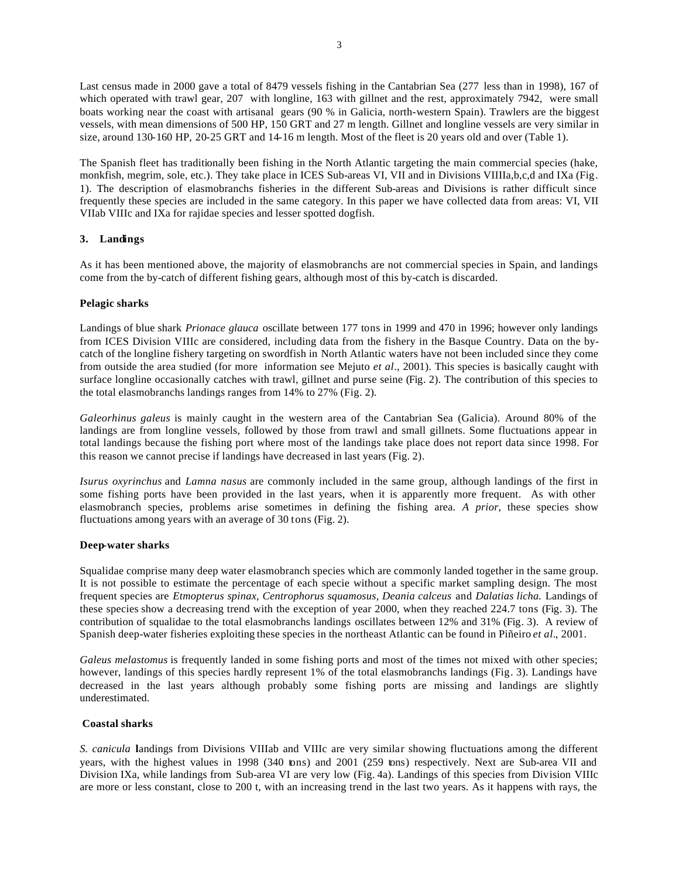Last census made in 2000 gave a total of 8479 vessels fishing in the Cantabrian Sea (277 less than in 1998), 167 of which operated with trawl gear, 207 with longline, 163 with gillnet and the rest, approximately 7942, were small boats working near the coast with artisanal gears (90 % in Galicia, north-western Spain). Trawlers are the biggest vessels, with mean dimensions of 500 HP, 150 GRT and 27 m length. Gillnet and longline vessels are very similar in size, around 130-160 HP, 20-25 GRT and 14-16 m length. Most of the fleet is 20 years old and over (Table 1).

The Spanish fleet has traditionally been fishing in the North Atlantic targeting the main commercial species (hake, monkfish, megrim, sole, etc.). They take place in ICES Sub-areas VI, VII and in Divisions VIIIIa,b,c,d and IXa (Fig. 1). The description of elasmobranchs fisheries in the different Sub-areas and Divisions is rather difficult since frequently these species are included in the same category. In this paper we have collected data from areas: VI, VII VIIab VIIIc and IXa for rajidae species and lesser spotted dogfish.

## 3. Landings

As it has been mentioned above, the majority of elasmobranchs are not commercial species in Spain, and landings come from the by-catch of different fishing gears, although most of this by-catch is discarded.

### Pelagic sharks

Landings of blue shark *Prionace glauca* oscillate between 177 tons in 1999 and 470 in 1996; however only landings from ICES Division VIIIc are considered, including data from the fishery in the Basque Country. Data on the by-catch of the longline fishery targeting on swordfish in North Atlantic waters have not been included since they come from outside the area studied (for more information see Mejuto *et al*., 2001). This species is basically caught with surface longline occasionally catches with trawl, gillnet and purse seine (Fig. 2). The contribution of this species to the total elasmobranchs landings ranges from 14% to 27% (Fig. 2).

*Galeorhinus galeus* is mainly caught in the western area of the Cantabrian Sea (Galicia). Around 80% of the landings are from longline vessels, followed by those from trawl and small gillnets. Some fluctuations appear in total landings because the fishing port where most of the landings take place does not report data since 1998. For this reason we cannot precise if landings have decreased in last years (Fig. 2).

*Isurus oxyrinchus* and *Lamna nasus* are commonly included in the same group, although landings of the first in some fishing ports have been provided in the last years, when it is apparently more frequent. As with other elasmobranch species, problems arise sometimes in defining the fishing area. *A prior,* these species show fluctuations among years with an average of 30 tons (Fig. 2).

### Deep-water sharks

Squalidae comprise many deep water elasmobranch species which are commonly landed together in the same group. It is not possible to estimate the percentage of each specie without a specific market sampling design. The most frequent species are *Etmopterus spinax, Centrophorus squamosus, Deania calceus* and *Dalatias licha.* Landings of these species show a decreasing trend with the exception of year 2000, when they reached 224.7 tons (Fig. 3). The contribution of squalidae to the total elasmobranchs landings oscillates between 12% and 31% (Fig. 3). A review of Spanish deep-water fisheries exploiting these species in the northeast Atlantic can be found in Piñeiro *et al*., 2001.

*Galeus melastomus* is frequently landed in some fishing ports and most of the times not mixed with other species; however, landings of this species hardly represent 1% of the total elasmobranchs landings (Fig. 3). Landings have decreased in the last years although probably some fishing ports are missing and landings are slightly underestimated.

### Coastal sharks

*S. canicula* landings from Divisions VIIIab and VIIIc are very similar showing fluctuations among the different years, with the highest values in 1998 (340 tons) and 2001 (259 tons) respectively. Next are Sub-area VII and Division IXa, while landings from Sub-area VI are very low (Fig. 4a). Landings of this species from Division VIIIc are more or less constant, close to 200 t, with an increasing trend in the last two years. As it happens with rays, the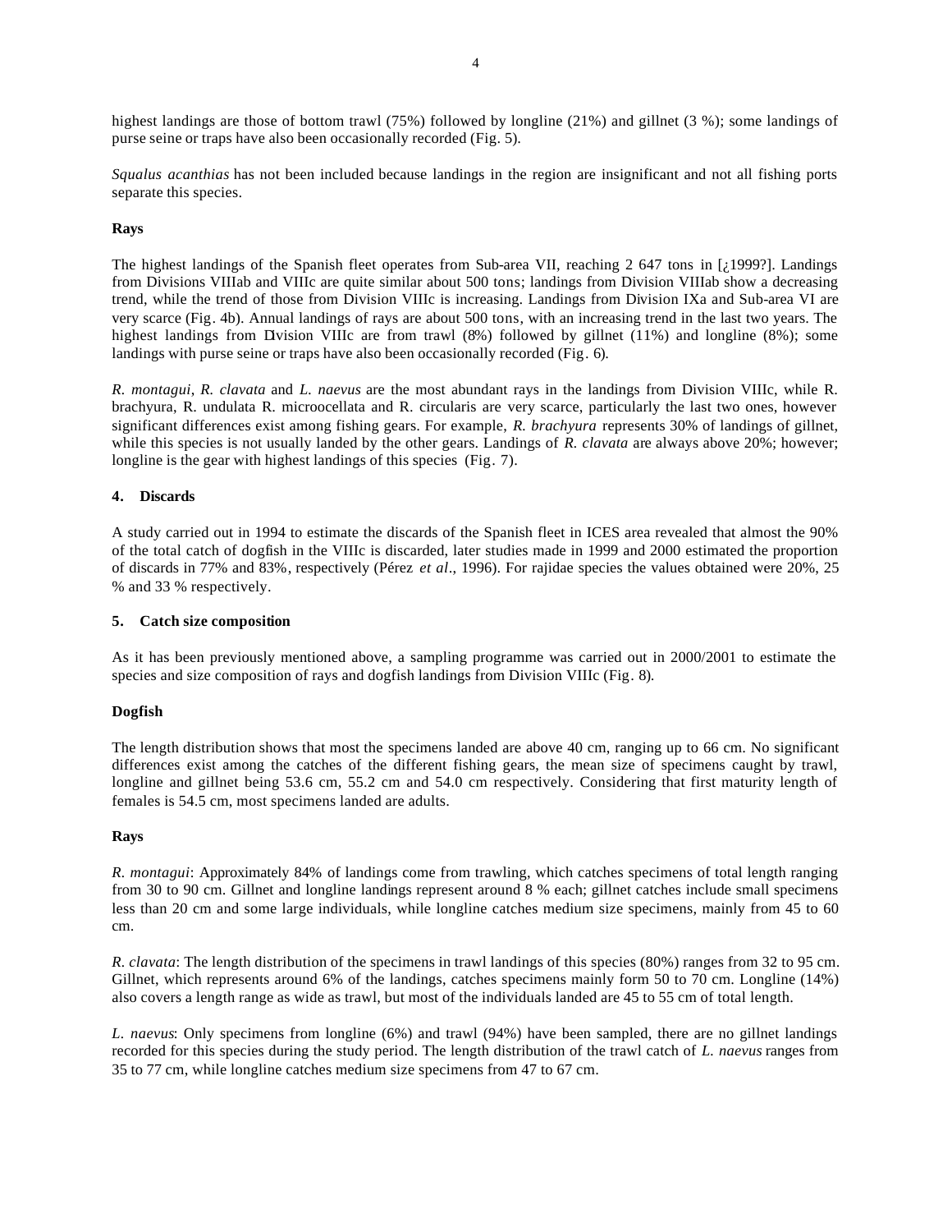highest landings are those of bottom trawl (75%) followed by longline (21%) and gillnet (3 %); some landings of purse seine or traps have also been occasionally recorded (Fig. 5).

*Squalus acanthias* has not been included because landings in the region are insignificant and not all fishing ports separate this species.

**Rays**

The highest landings of the Spanish fleet operates from Sub-area VII, reaching 2 647 tons in [¿1999?]. Landings from Divisions VIIIab and VIIIc are quite similar about 500 tons; landings from Division VIIIab show a decreasing trend, while the trend of those from Division VIIIc is increasing. Landings from Division IXa and Sub-area VI are very scarce (Fig. 4b). Annual landings of rays are about 500 tons, with an increasing trend in the last two years. The highest landings from Division VIIIc are from trawl (8%) followed by gillnet (11%) and longline (8%); some landings with purse seine or traps have also been occasionally recorded (Fig. 6).

*R. montagui*, *R. clavata* and *L. naevus* are the most abundant rays in the landings from Division VIIIc, while R. brachyura, R. undulata R. microocellata and R. circularis are very scarce, particularly the last two ones, however significant differences exist among fishing gears. For example, *R. brachyura* represents 30% of landings of gillnet, while this species is not usually landed by the other gears. Landings of *R. clavata* are always above 20%; however; longline is the gear with highest landings of this species (Fig. 7).

## 4. Discards

A study carried out in 1994 to estimate the discards of the Spanish fleet in ICES area revealed that almost the 90% of the total catch of dogfish in the VIIIc is discarded, later studies made in 1999 and 2000 estimated the proportion of discards in 77% and 83%, respectively (Pérez *et al*., 1996). For rajidae species the values obtained were 20%, 25 % and 33 % respectively.

## 5. Catch size composition

As it has been previously mentioned above, a sampling programme was carried out in 2000/2001 to estimate the species and size composition of rays and dogfish landings from Division VIIIc (Fig. 8).

**Dogfish**

The length distribution shows that most the specimens landed are above 40 cm, ranging up to 66 cm. No significant differences exist among the catches of the different fishing gears, the mean size of specimens caught by trawl, longline and gillnet being 53.6 cm, 55.2 cm and 54.0 cm respectively. Considering that first maturity length of females is 54.5 cm, most specimens landed are adults.

**Rays**

*R. montagui*: Approximately 84% of landings come from trawling, which catches specimens of total length ranging from 30 to 90 cm. Gillnet and longline landings represent around 8 % each; gillnet catches include small specimens less than 20 cm and some large individuals, while longline catches medium size specimens, mainly from 45 to 60 cm.

*R. clavata*: The length distribution of the specimens in trawl landings of this species (80%) ranges from 32 to 95 cm. Gillnet, which represents around 6% of the landings, catches specimens mainly form 50 to 70 cm. Longline (14%) also covers a length range as wide as trawl, but most of the individuals landed are 45 to 55 cm of total length.

*L. naevus*: Only specimens from longline (6%) and trawl (94%) have been sampled, there are no gillnet landings recorded for this species during the study period. The length distribution of the trawl catch of *L. naevus* ranges from 35 to 77 cm, while longline catches medium size specimens from 47 to 67 cm.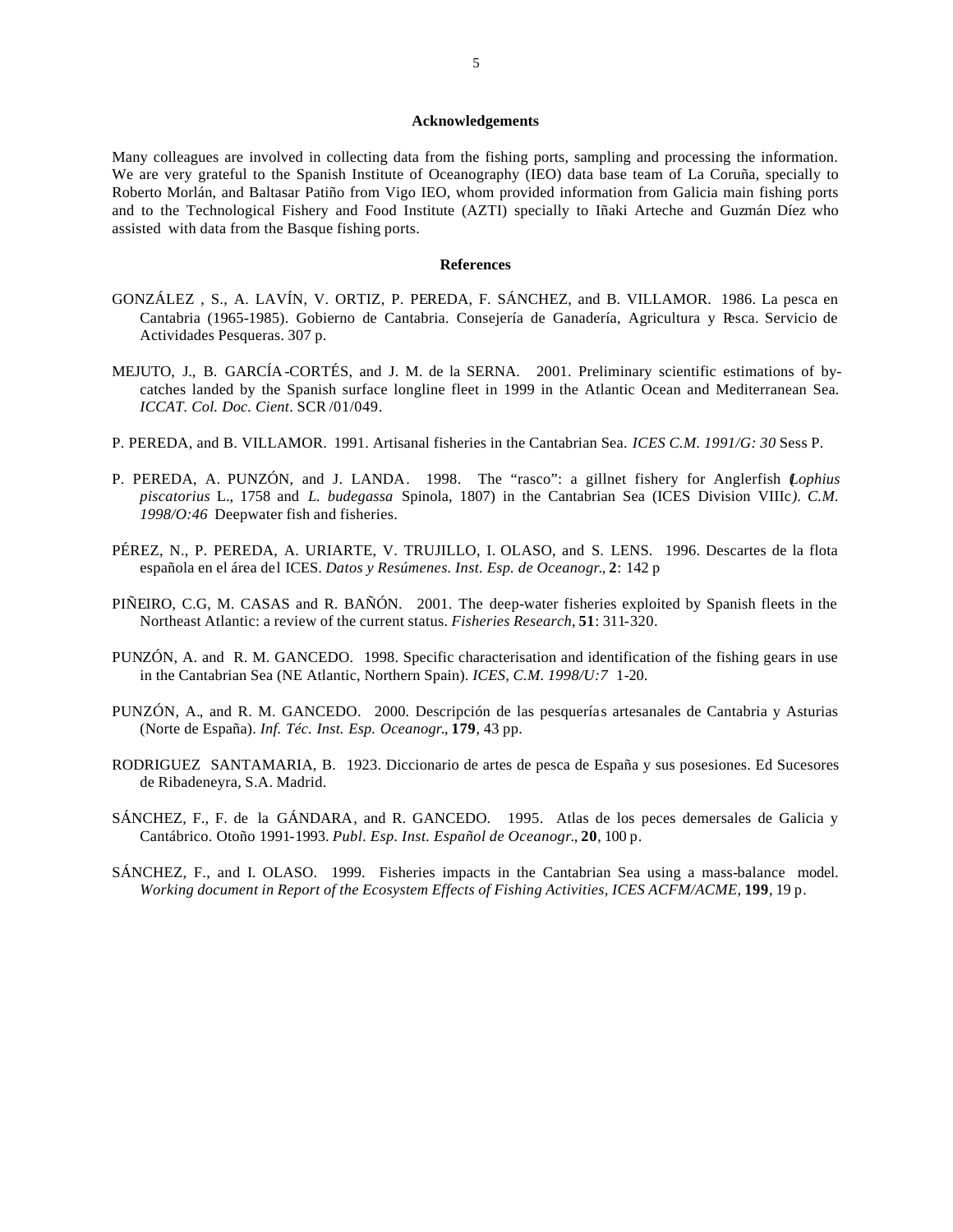## Acknowledgements

Many colleagues are involved in collecting data from the fishing ports, sampling and processing the information. We are very grateful to the Spanish Institute of Oceanography (IEO) data base team of La Coruña, specially to Roberto Morlán, and Baltasar Patiño from Vigo IEO, whom provided information from Galicia main fishing ports and to the Technological Fishery and Food Institute (AZTI) specially to Iñaki Arteche and Guzmán Díez who assisted with data from the Basque fishing ports.

## References

GONZÁLEZ , S., A. LAVÍN, V. ORTIZ, P. PEREDA, F. SÁNCHEZ, and B. VILLAMOR. 1986. La pesca en Cantabria (1965-1985). Gobierno de Cantabria. Consejería de Ganadería, Agricultura y Pesca. Servicio de Actividades Pesqueras. 307 p.

MEJUTO, J., B. GARCÍA-CORTÉS, and J. M. de la SERNA. 2001. Preliminary scientific estimations of by-catches landed by the Spanish surface longline fleet in 1999 in the Atlantic Ocean and Mediterranean Sea. *ICCAT. Col. Doc. Cient*. SCR /01/049.

P. PEREDA, and B. VILLAMOR. 1991. Artisanal fisheries in the Cantabrian Sea. *ICES C.M. 1991/G: 30* Sess P.

P. PEREDA, A. PUNZÓN, and J. LANDA. 1998. The "rasco": a gillnet fishery for Anglerfish (*Lophius piscatorius* L., 1758 and *L. budegassa* Spinola, 1807) in the Cantabrian Sea (ICES Division VIIIc*). C.M. 1998/O:46* Deepwater fish and fisheries.

PÉREZ, N., P. PEREDA, A. URIARTE, V. TRUJILLO, I. OLASO, and S. LENS. 1996. Descartes de la flota española en el área del ICES. *Datos y Resúmenes. Inst. Esp. de Oceanogr.*, **2**: 142 p

PIÑEIRO, C.G, M. CASAS and R. BAÑÓN. 2001. The deep-water fisheries exploited by Spanish fleets in the Northeast Atlantic: a review of the current status. *Fisheries Research*, **51**: 311-320.

PUNZÓN, A. and R. M. GANCEDO. 1998. Specific characterisation and identification of the fishing gears in use in the Cantabrian Sea (NE Atlantic, Northern Spain). *ICES, C.M. 1998/U:7* 1-20.

PUNZÓN, A., and R. M. GANCEDO. 2000. Descripción de las pesquerías artesanales de Cantabria y Asturias (Norte de España). *Inf. Téc. Inst. Esp. Oceanogr.*, **179**, 43 pp.

RODRIGUEZ SANTAMARIA, B. 1923. Diccionario de artes de pesca de España y sus posesiones. Ed Sucesores de Ribadeneyra, S.A. Madrid.

SÁNCHEZ, F., F. de la GÁNDARA, and R. GANCEDO. 1995. Atlas de los peces demersales de Galicia y Cantábrico. Otoño 1991-1993. *Publ. Esp. Inst. Español de Oceanogr.*, **20**, 100 p.

SÁNCHEZ, F., and I. OLASO. 1999. Fisheries impacts in the Cantabrian Sea using a mass-balance model. *Working document in Report of the Ecosystem Effects of Fishing Activities, ICES ACFM/ACME*, **199**, 19 p.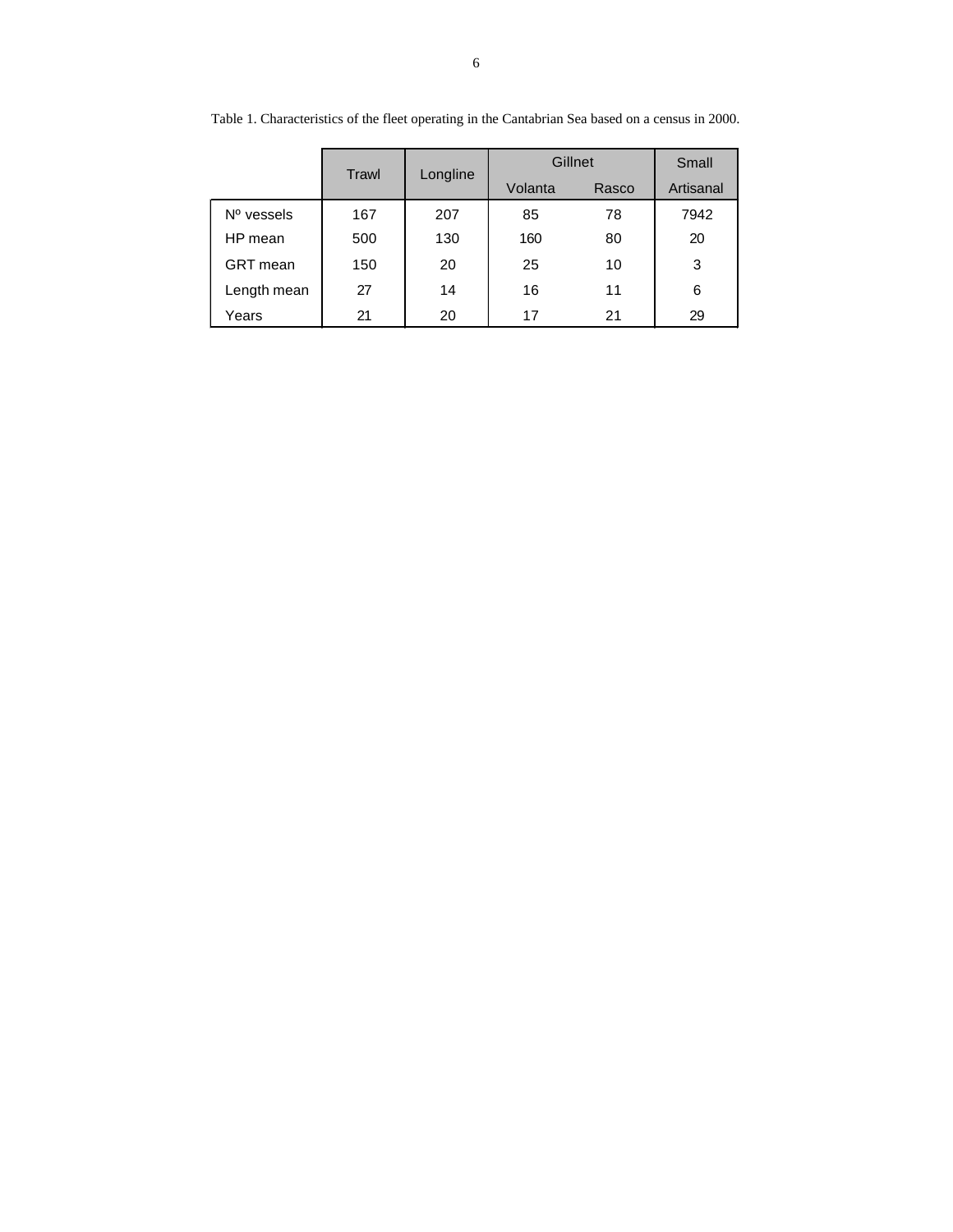Table 1. Characteristics of the fleet operating in the Cantabrian Sea based on a census in 2000.

| | Trawl | Longline | Gillnet | | Small |
|---|---|---|---|---|---|
| | | | Volanta | Rasco | Artisanal |
| Nº vessels | 167 | 207 | 85 | 78 | 7942 |
| HP mean | 500 | 130 | 160 | 80 | 20 |
| GRT mean | 150 | 20 | 25 | 10 | 3 |
| Length mean | 27 | 14 | 16 | 11 | 6 |
| Years | 21 | 20 | 17 | 21 | 29 |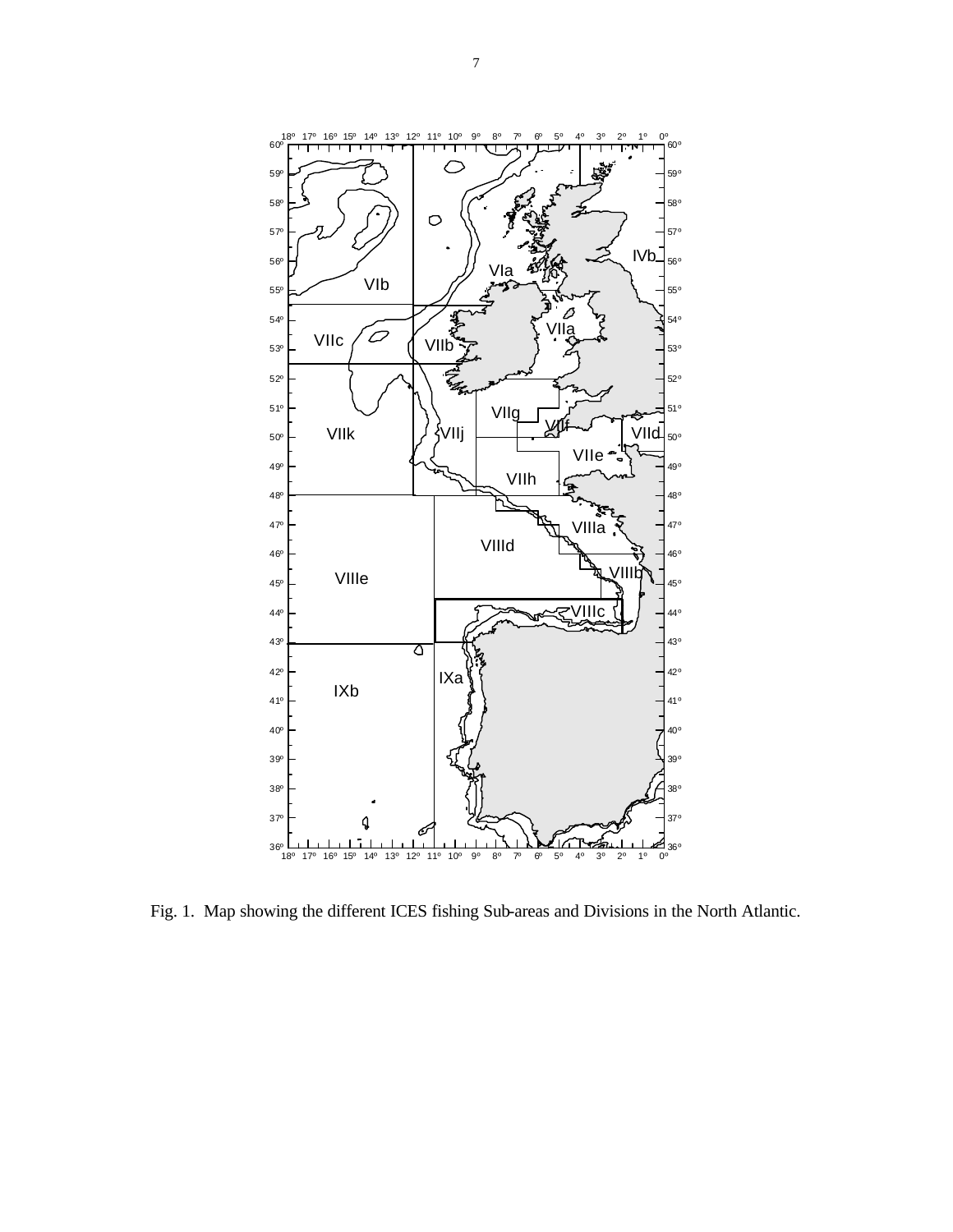Fig. 1. Map showing the different ICES fishing Sub-areas and Divisions in the North Atlantic.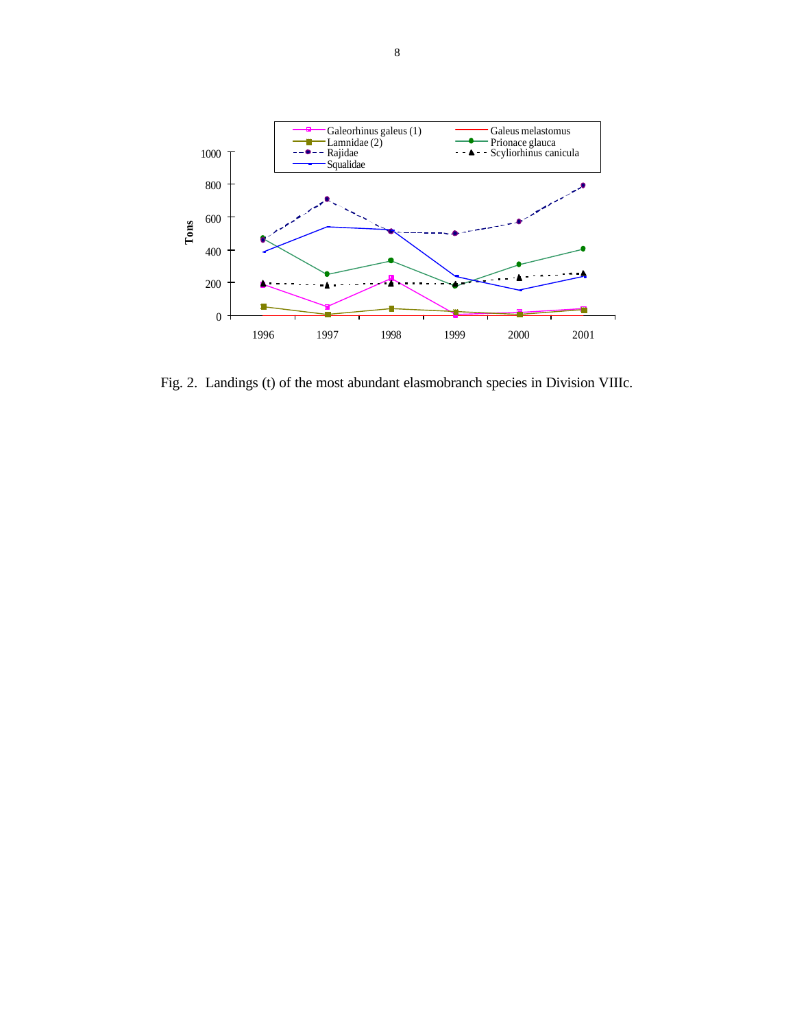Fig. 2. Landings (t) of the most abundant elasmobranch species in Division VIIIc.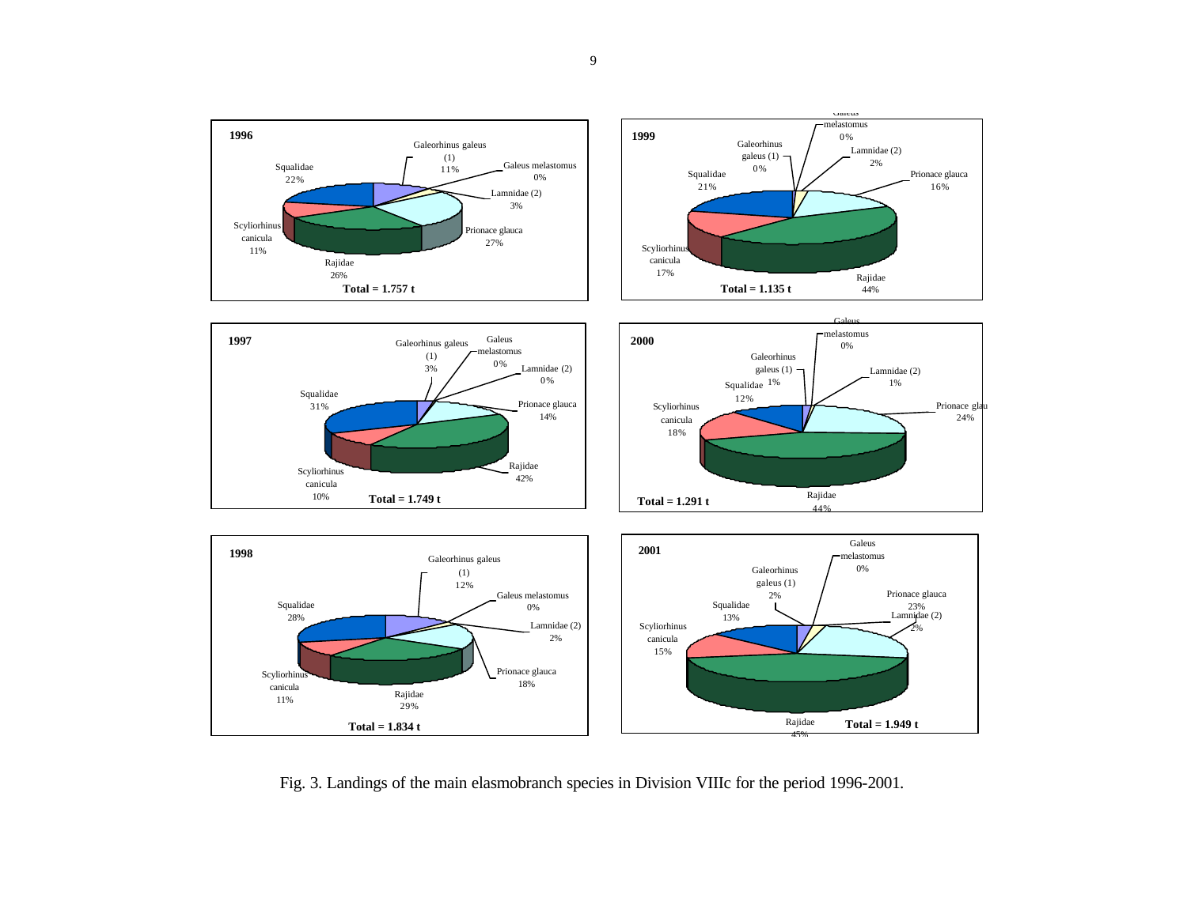**1996**

| Species | % |
|---|---|
| Galeorhinus galeus (1) | 11% |
| Galeus melastomus | 0% |
| Lamnidae (2) | 3% |
| Prionace glauca | 27% |
| Rajidae | 26% |
| Scyliorhinus canicula | 11% |
| Squalidae | 22% |

**Total = 1.757 t**

**1997**

| Species | % |
|---|---|
| Galeorhinus galeus (1) | 3% |
| Galeus melastomus | 0% |
| Lamnidae (2) | 0% |
| Prionace glauca | 14% |
| Rajidae | 42% |
| Scyliorhinus canicula | 10% |
| Squalidae | 31% |

**Total = 1.749 t**

**1998**

| Species | % |
|---|---|
| Galeorhinus galeus (1) | 12% |
| Galeus melastomus | 0% |
| Lamnidae (2) | 2% |
| Prionace glauca | 18% |
| Rajidae | 29% |
| Scyliorhinus canicula | 11% |
| Squalidae | 28% |

**Total = 1.834 t**

**1999**

| Species | % |
|---|---|
| Galeus melastomus | 0% |
| Galeorhinus galeus (1) | 0% |
| Lamnidae (2) | 2% |
| Prionace glauca | 16% |
| Rajidae | 44% |
| Scyliorhinus canicula | 17% |
| Squalidae | 21% |

**Total = 1.135 t**

**2000**

| Species | % |
|---|---|
| Galeus melastomus | 0% |
| Galeorhinus galeus (1) | 1% |
| Lamnidae (2) | 1% |
| Prionace glauca | 24% |
| Rajidae | 44% |
| Scyliorhinus canicula | 18% |
| Squalidae | 12% |

**Total = 1.291 t**

**2001**

| Species | % |
|---|---|
| Galeus melastomus | 0% |
| Galeorhinus galeus (1) | 2% |
| Prionace glauca | 23% |
| Lamnidae (2) | 2% |
| Rajidae | 45% |
| Scyliorhinus canicula | 15% |
| Squalidae | 13% |

**Total = 1.949 t**

Fig. 3. Landings of the main elasmobranch species in Division VIIIc for the period 1996-2001.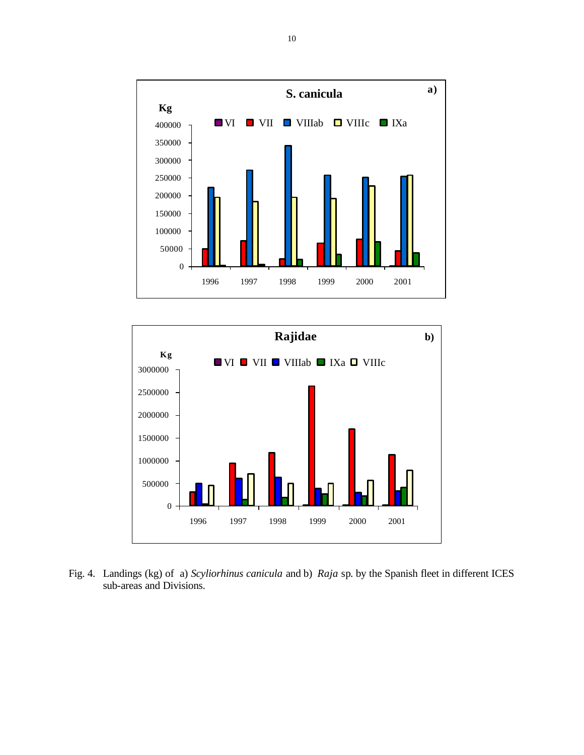Fig. 4. Landings (kg) of a) *Scyliorhinus canicula* and b) *Raja* sp. by the Spanish fleet in different ICES sub-areas and Divisions.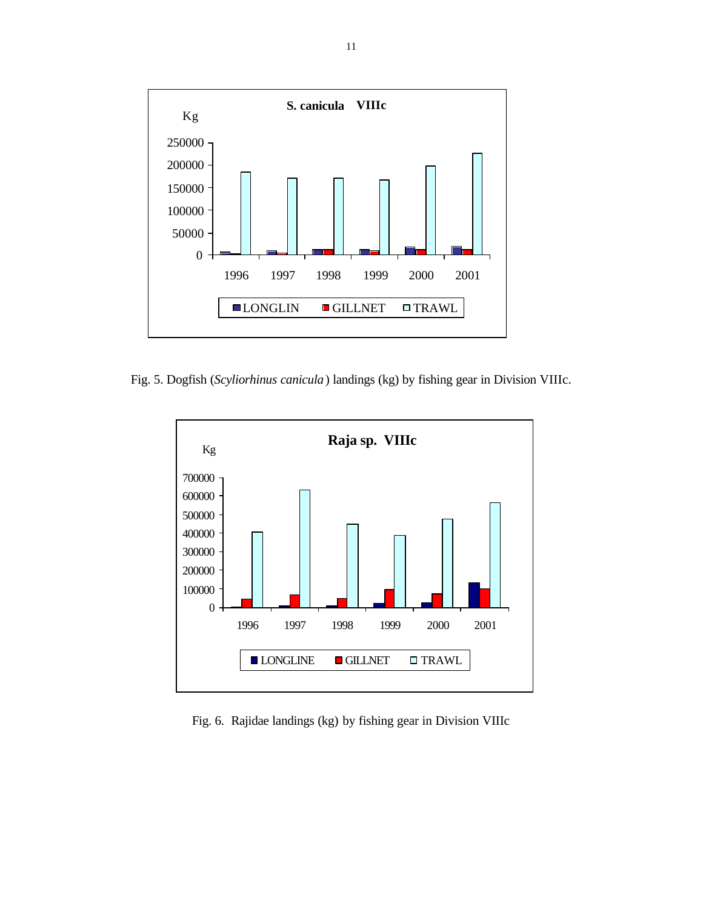Fig. 5. Dogfish (*Scyliorhinus canicula*) landings (kg) by fishing gear in Division VIIIc.

Fig. 6. Rajidae landings (kg) by fishing gear in Division VIIIc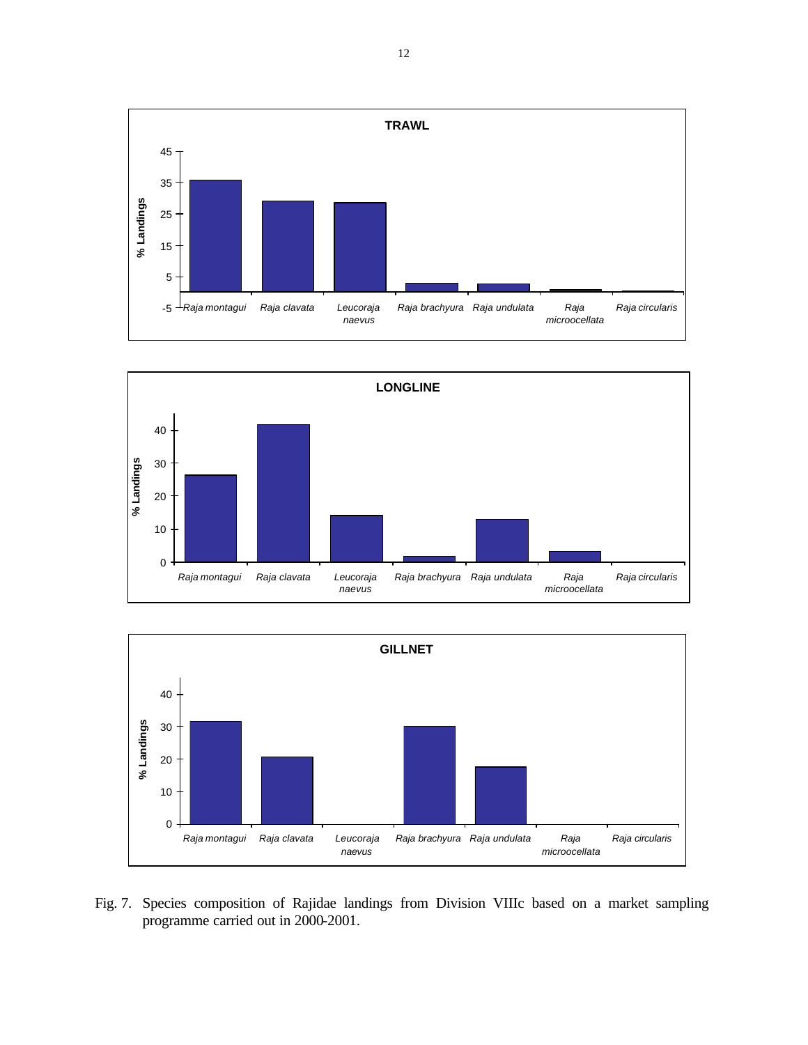Fig. 7. Species composition of Rajidae landings from Division VIIIc based on a market sampling programme carried out in 2000-2001.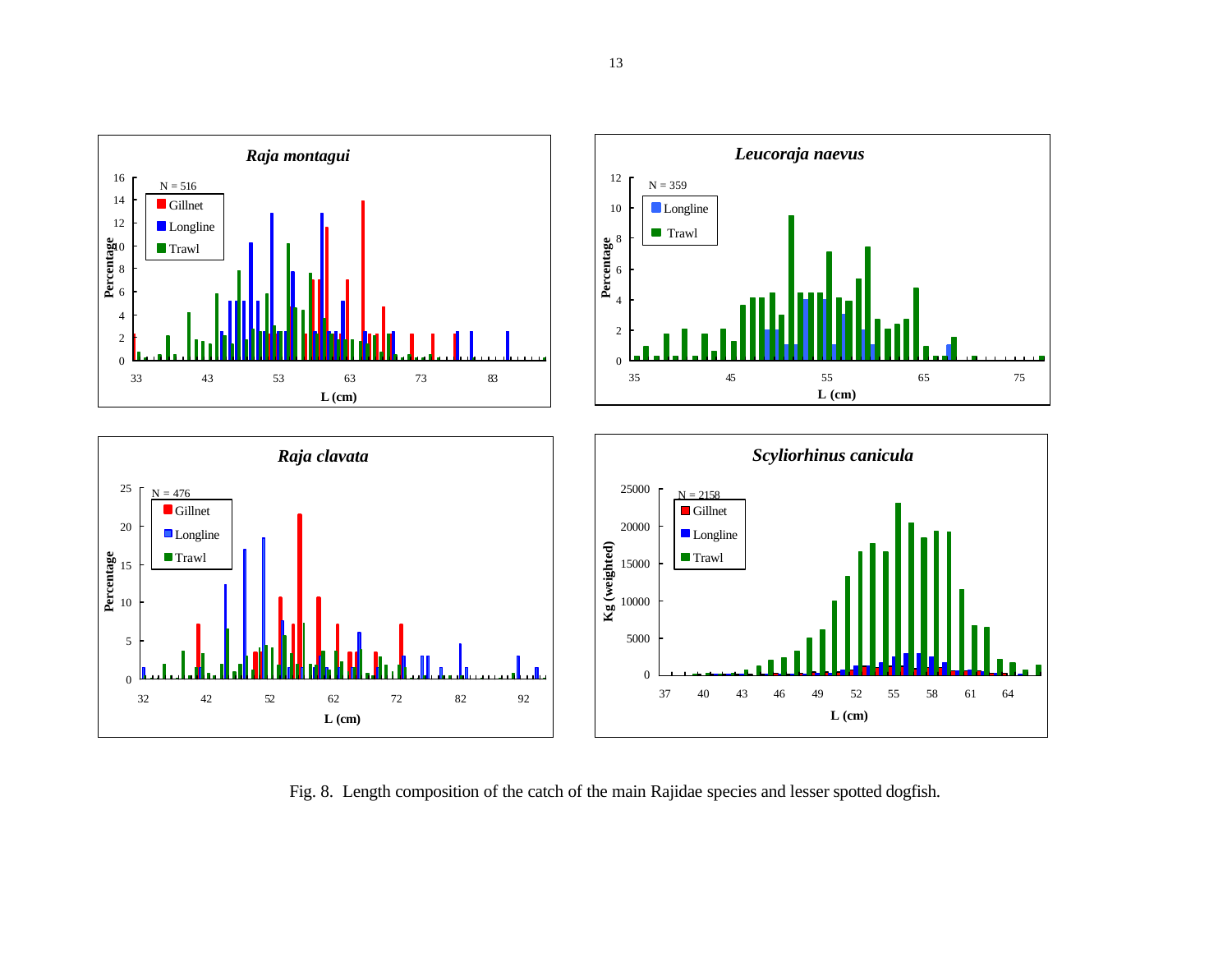**Raja montagui**

N = 516

Gillnet
Longline
Trawl

Percentage

16
14
12
10
8
6
4
2
0

33 43 53 63 73 83

L (cm)

**Leucoraja naevus**

N = 359

Longline
Trawl

Percentage

12
10
8
6
4
2
0

35 45 55 65 75

L (cm)

**Raja clavata**

N = 476

Gillnet
Longline
Trawl

Percentage

25
20
15
10
5
0

32 42 52 62 72 82 92

L (cm)

**Scyliorhinus canicula**

N = 2158

Gillnet
Longline
Trawl

Kg (weighted)

25000
20000
15000
10000
5000
0

37 40 43 46 49 52 55 58 61 64

L (cm)

Fig. 8. Length composition of the catch of the main Rajidae species and lesser spotted dogfish.